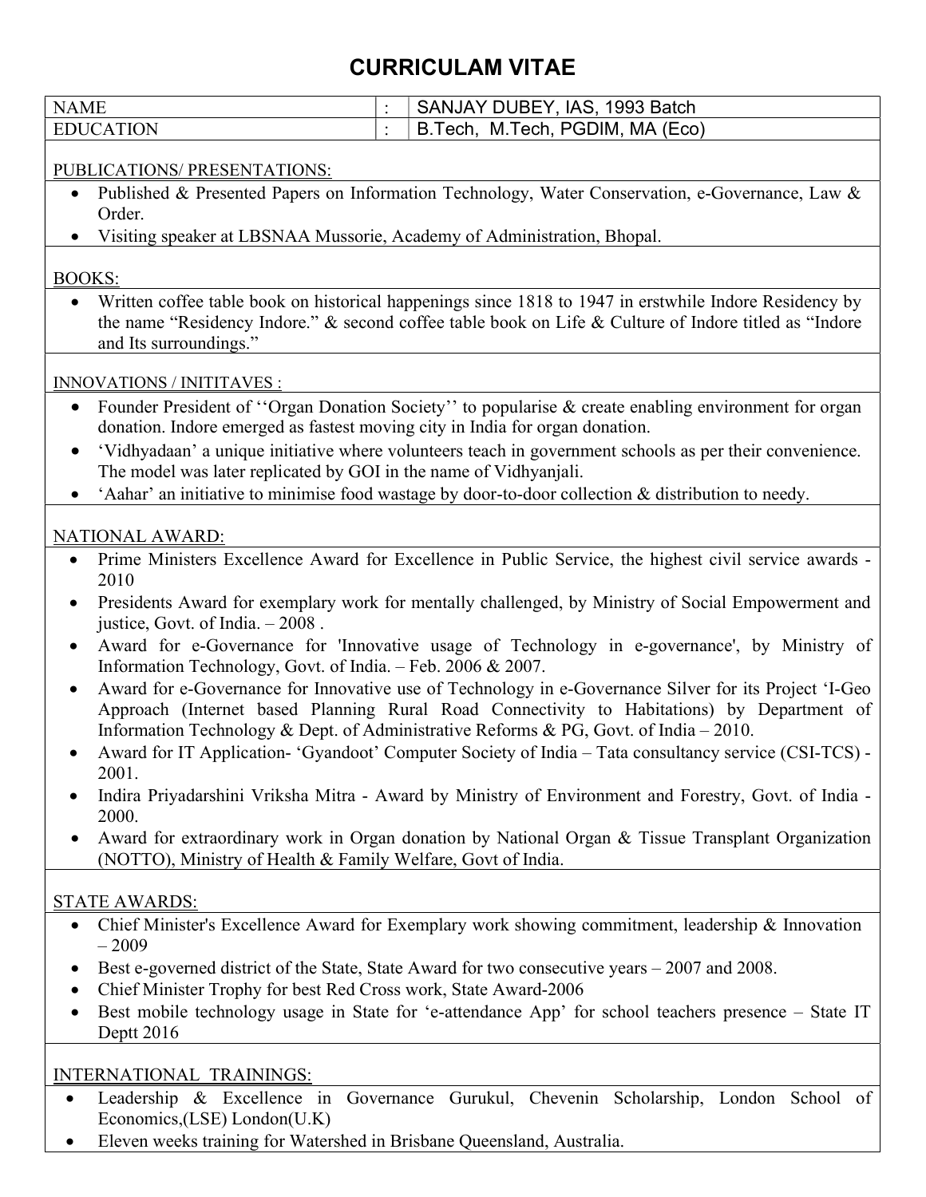# CURRICULAM VITAE

| NAME | : | SANJAY DUBEY, IAS, 1993 Batch |
|---|---|---|
| EDUCATION | : | B.Tech, M.Tech, PGDIM, MA (Eco) |

## PUBLICATIONS/ PRESENTATIONS:

- Published & Presented Papers on Information Technology, Water Conservation, e-Governance, Law & Order.
- Visiting speaker at LBSNAA Mussorie, Academy of Administration, Bhopal.

## BOOKS:

- Written coffee table book on historical happenings since 1818 to 1947 in erstwhile Indore Residency by the name "Residency Indore." & second coffee table book on Life & Culture of Indore titled as "Indore and Its surroundings."

## INNOVATIONS / INITITAVES :

- Founder President of ''Organ Donation Society'' to popularise & create enabling environment for organ donation. Indore emerged as fastest moving city in India for organ donation.
- 'Vidhyadaan' a unique initiative where volunteers teach in government schools as per their convenience. The model was later replicated by GOI in the name of Vidhyanjali.
- 'Aahar' an initiative to minimise food wastage by door-to-door collection & distribution to needy.

## NATIONAL AWARD:

- Prime Ministers Excellence Award for Excellence in Public Service, the highest civil service awards - 2010
- Presidents Award for exemplary work for mentally challenged, by Ministry of Social Empowerment and justice, Govt. of India. – 2008 .
- Award for e-Governance for 'Innovative usage of Technology in e-governance', by Ministry of Information Technology, Govt. of India. – Feb. 2006 & 2007.
- Award for e-Governance for Innovative use of Technology in e-Governance Silver for its Project 'I-Geo Approach (Internet based Planning Rural Road Connectivity to Habitations) by Department of Information Technology & Dept. of Administrative Reforms & PG, Govt. of India – 2010.
- Award for IT Application- 'Gyandoot' Computer Society of India – Tata consultancy service (CSI-TCS) - 2001.
- Indira Priyadarshini Vriksha Mitra - Award by Ministry of Environment and Forestry, Govt. of India - 2000.
- Award for extraordinary work in Organ donation by National Organ & Tissue Transplant Organization (NOTTO), Ministry of Health & Family Welfare, Govt of India.

## STATE AWARDS:

- Chief Minister's Excellence Award for Exemplary work showing commitment, leadership & Innovation – 2009
- Best e-governed district of the State, State Award for two consecutive years – 2007 and 2008.
- Chief Minister Trophy for best Red Cross work, State Award-2006
- Best mobile technology usage in State for 'e-attendance App' for school teachers presence – State IT Deptt 2016

## INTERNATIONAL TRAININGS:

- Leadership & Excellence in Governance Gurukul, Chevenin Scholarship, London School of Economics,(LSE) London(U.K)
- Eleven weeks training for Watershed in Brisbane Queensland, Australia.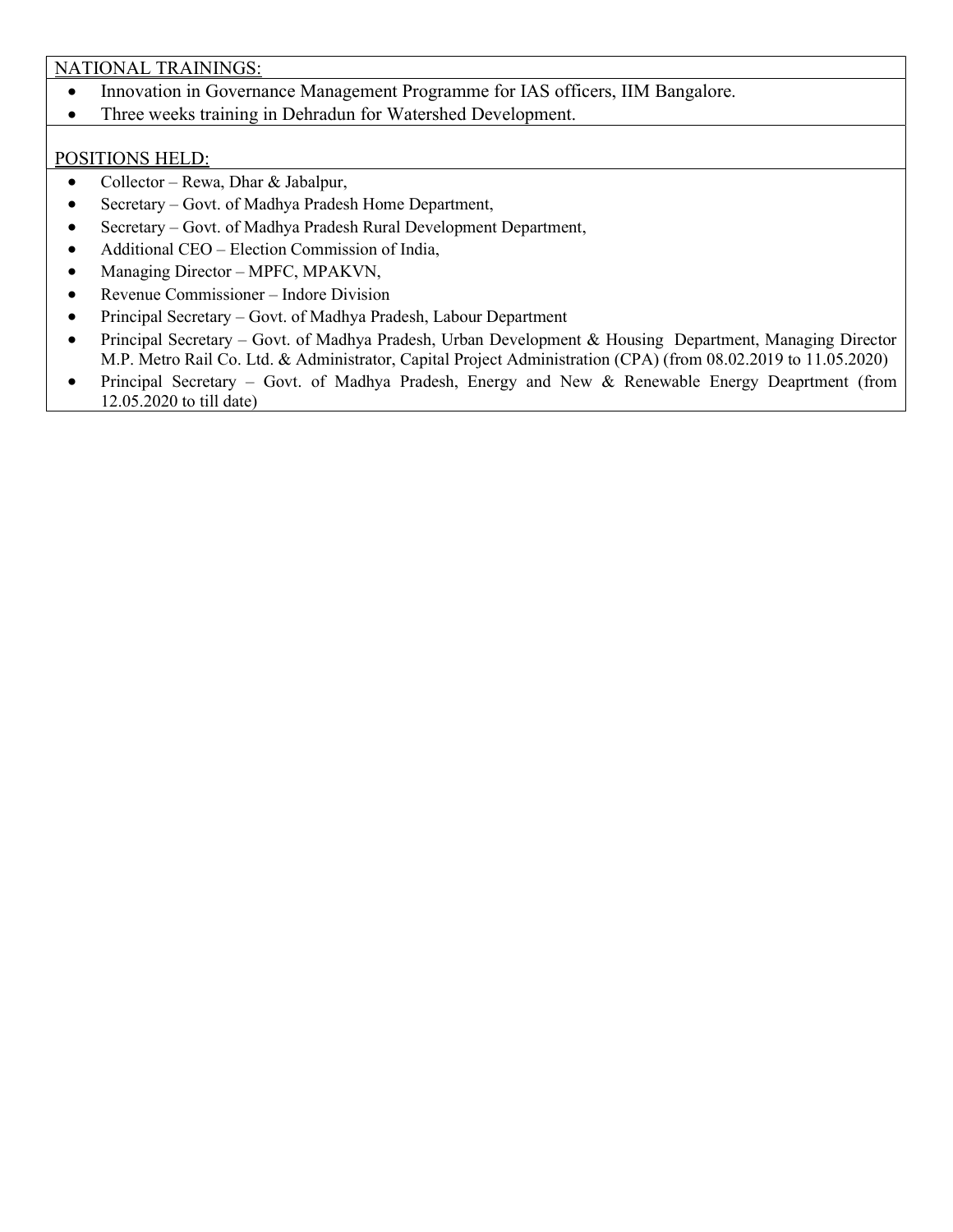NATIONAL TRAININGS:

- Innovation in Governance Management Programme for IAS officers, IIM Bangalore.
- Three weeks training in Dehradun for Watershed Development.

POSITIONS HELD:

- Collector – Rewa, Dhar & Jabalpur,
- Secretary – Govt. of Madhya Pradesh Home Department,
- Secretary – Govt. of Madhya Pradesh Rural Development Department,
- Additional CEO – Election Commission of India,
- Managing Director – MPFC, MPAKVN,
- Revenue Commissioner – Indore Division
- Principal Secretary – Govt. of Madhya Pradesh, Labour Department
- Principal Secretary – Govt. of Madhya Pradesh, Urban Development & Housing Department, Managing Director M.P. Metro Rail Co. Ltd. & Administrator, Capital Project Administration (CPA) (from 08.02.2019 to 11.05.2020)
- Principal Secretary – Govt. of Madhya Pradesh, Energy and New & Renewable Energy Deaprtment (from 12.05.2020 to till date)